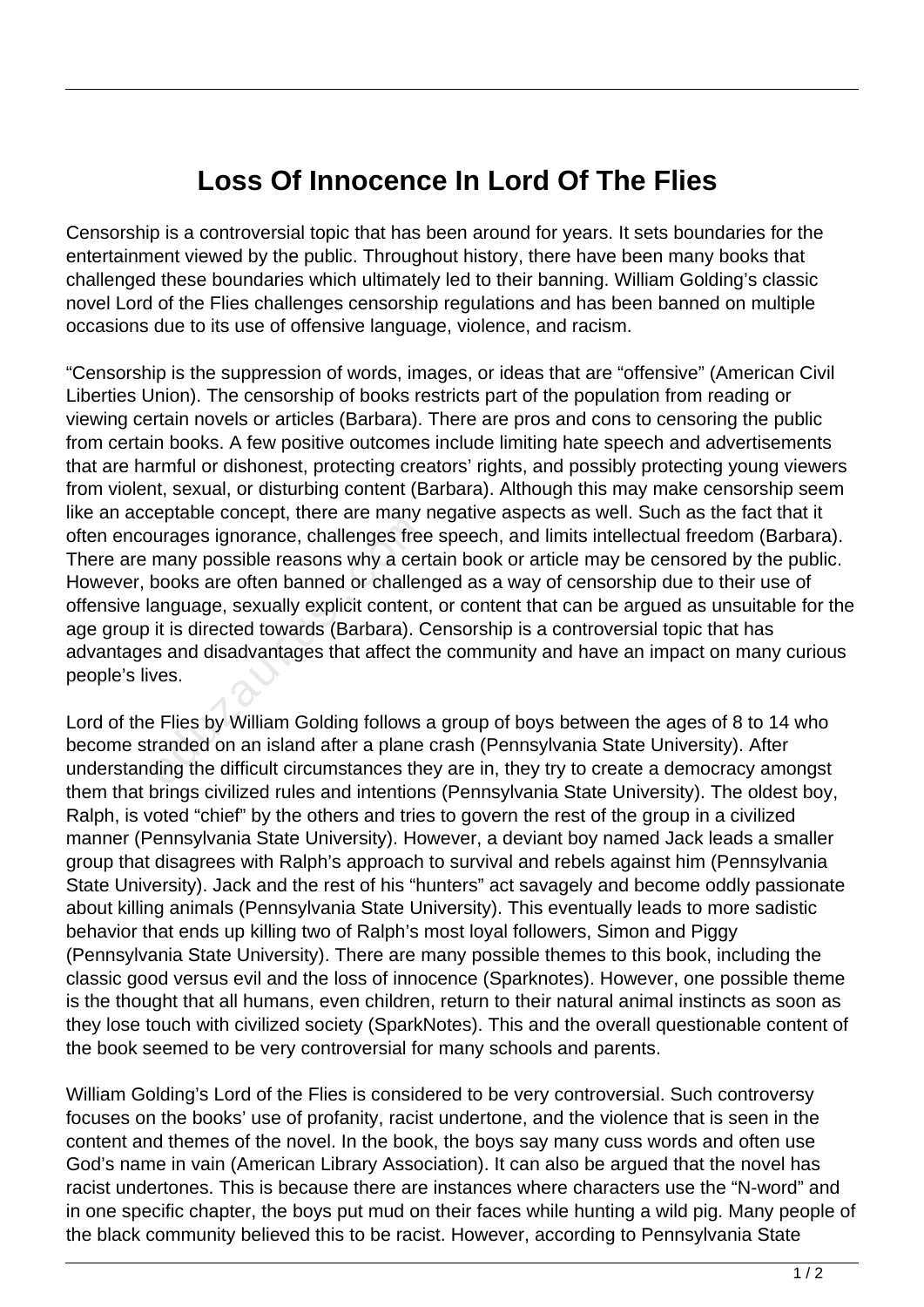# Loss Of Innocence In Lord Of The Flies

Censorship is a controversial topic that has been around for years. It sets boundaries for the entertainment viewed by the public. Throughout history, there have been many books that challenged these boundaries which ultimately led to their banning. William Golding's classic novel Lord of the Flies challenges censorship regulations and has been banned on multiple occasions due to its use of offensive language, violence, and racism.

"Censorship is the suppression of words, images, or ideas that are "offensive" (American Civil Liberties Union). The censorship of books restricts part of the population from reading or viewing certain novels or articles (Barbara). There are pros and cons to censoring the public from certain books. A few positive outcomes include limiting hate speech and advertisements that are harmful or dishonest, protecting creators' rights, and possibly protecting young viewers from violent, sexual, or disturbing content (Barbara). Although this may make censorship seem like an acceptable concept, there are many negative aspects as well. Such as the fact that it often encourages ignorance, challenges free speech, and limits intellectual freedom (Barbara). There are many possible reasons why a certain book or article may be censored by the public. However, books are often banned or challenged as a way of censorship due to their use of offensive language, sexually explicit content, or content that can be argued as unsuitable for the age group it is directed towards (Barbara). Censorship is a controversial topic that has advantages and disadvantages that affect the community and have an impact on many curious people's lives.

Lord of the Flies by William Golding follows a group of boys between the ages of 8 to 14 who become stranded on an island after a plane crash (Pennsylvania State University). After understanding the difficult circumstances they are in, they try to create a democracy amongst them that brings civilized rules and intentions (Pennsylvania State University). The oldest boy, Ralph, is voted "chief" by the others and tries to govern the rest of the group in a civilized manner (Pennsylvania State University). However, a deviant boy named Jack leads a smaller group that disagrees with Ralph's approach to survival and rebels against him (Pennsylvania State University). Jack and the rest of his "hunters" act savagely and become oddly passionate about killing animals (Pennsylvania State University). This eventually leads to more sadistic behavior that ends up killing two of Ralph's most loyal followers, Simon and Piggy (Pennsylvania State University). There are many possible themes to this book, including the classic good versus evil and the loss of innocence (Sparknotes). However, one possible theme is the thought that all humans, even children, return to their natural animal instincts as soon as they lose touch with civilized society (SparkNotes). This and the overall questionable content of the book seemed to be very controversial for many schools and parents.

William Golding's Lord of the Flies is considered to be very controversial. Such controversy focuses on the books' use of profanity, racist undertone, and the violence that is seen in the content and themes of the novel. In the book, the boys say many cuss words and often use God's name in vain (American Library Association). It can also be argued that the novel has racist undertones. This is because there are instances where characters use the "N-word" and in one specific chapter, the boys put mud on their faces while hunting a wild pig. Many people of the black community believed this to be racist. However, according to Pennsylvania State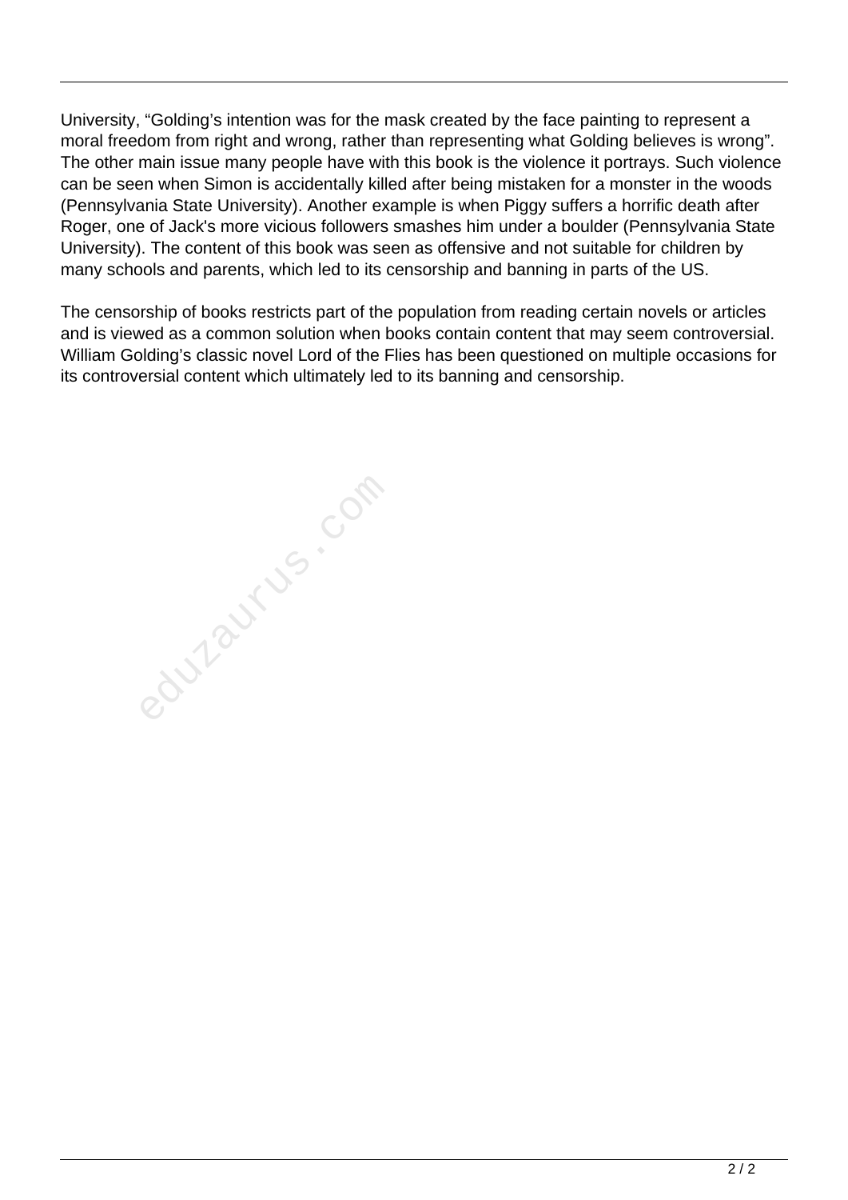University, “Golding’s intention was for the mask created by the face painting to represent a moral freedom from right and wrong, rather than representing what Golding believes is wrong”. The other main issue many people have with this book is the violence it portrays. Such violence can be seen when Simon is accidentally killed after being mistaken for a monster in the woods (Pennsylvania State University). Another example is when Piggy suffers a horrific death after Roger, one of Jack's more vicious followers smashes him under a boulder (Pennsylvania State University). The content of this book was seen as offensive and not suitable for children by many schools and parents, which led to its censorship and banning in parts of the US.

The censorship of books restricts part of the population from reading certain novels or articles and is viewed as a common solution when books contain content that may seem controversial. William Golding’s classic novel Lord of the Flies has been questioned on multiple occasions for its controversial content which ultimately led to its banning and censorship.